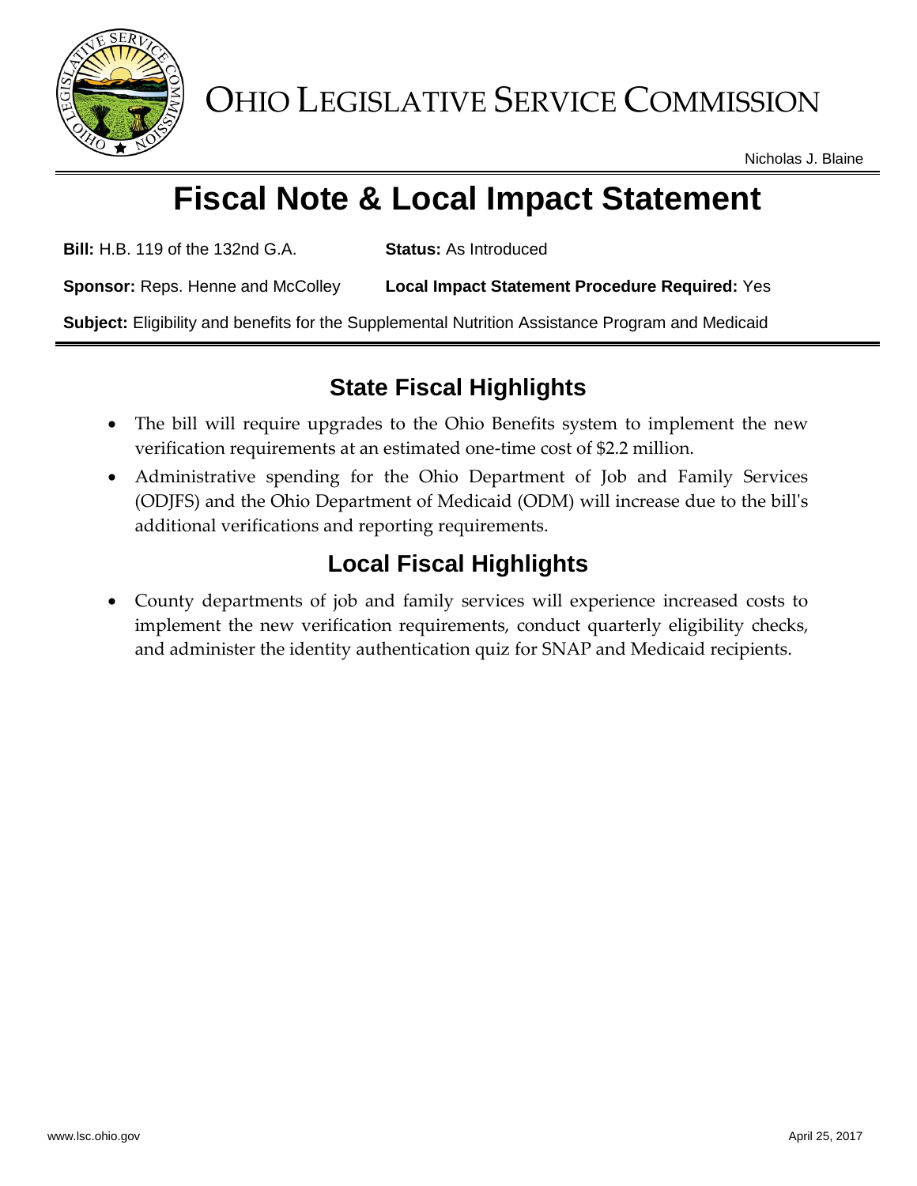# OHIO LEGISLATIVE SERVICE COMMISSION

Nicholas J. Blaine

# Fiscal Note & Local Impact Statement

**Bill:** H.B. 119 of the 132nd G.A. **Status:** As Introduced

**Sponsor:** Reps. Henne and McColley **Local Impact Statement Procedure Required:** Yes

**Subject:** Eligibility and benefits for the Supplemental Nutrition Assistance Program and Medicaid

## State Fiscal Highlights

- The bill will require upgrades to the Ohio Benefits system to implement the new verification requirements at an estimated one-time cost of $2.2 million.
- Administrative spending for the Ohio Department of Job and Family Services (ODJFS) and the Ohio Department of Medicaid (ODM) will increase due to the bill's additional verifications and reporting requirements.

## Local Fiscal Highlights

- County departments of job and family services will experience increased costs to implement the new verification requirements, conduct quarterly eligibility checks, and administer the identity authentication quiz for SNAP and Medicaid recipients.

www.lsc.ohio.gov April 25, 2017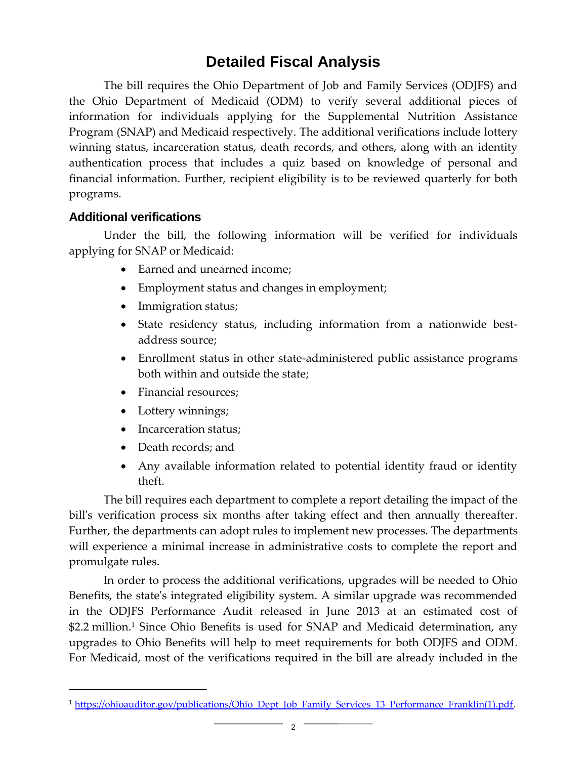# Detailed Fiscal Analysis

The bill requires the Ohio Department of Job and Family Services (ODJFS) and the Ohio Department of Medicaid (ODM) to verify several additional pieces of information for individuals applying for the Supplemental Nutrition Assistance Program (SNAP) and Medicaid respectively. The additional verifications include lottery winning status, incarceration status, death records, and others, along with an identity authentication process that includes a quiz based on knowledge of personal and financial information. Further, recipient eligibility is to be reviewed quarterly for both programs.

## Additional verifications

Under the bill, the following information will be verified for individuals applying for SNAP or Medicaid:

- Earned and unearned income;
- Employment status and changes in employment;
- Immigration status;
- State residency status, including information from a nationwide best-address source;
- Enrollment status in other state-administered public assistance programs both within and outside the state;
- Financial resources;
- Lottery winnings;
- Incarceration status;
- Death records; and
- Any available information related to potential identity fraud or identity theft.

The bill requires each department to complete a report detailing the impact of the bill's verification process six months after taking effect and then annually thereafter. Further, the departments can adopt rules to implement new processes. The departments will experience a minimal increase in administrative costs to complete the report and promulgate rules.

In order to process the additional verifications, upgrades will be needed to Ohio Benefits, the state's integrated eligibility system. A similar upgrade was recommended in the ODJFS Performance Audit released in June 2013 at an estimated cost of $2.2 million.[1] Since Ohio Benefits is used for SNAP and Medicaid determination, any upgrades to Ohio Benefits will help to meet requirements for both ODJFS and ODM. For Medicaid, most of the verifications required in the bill are already included in the

---

[1] https://ohioauditor.gov/publications/Ohio_Dept_Job_Family_Services_13_Performance_Franklin(1).pdf.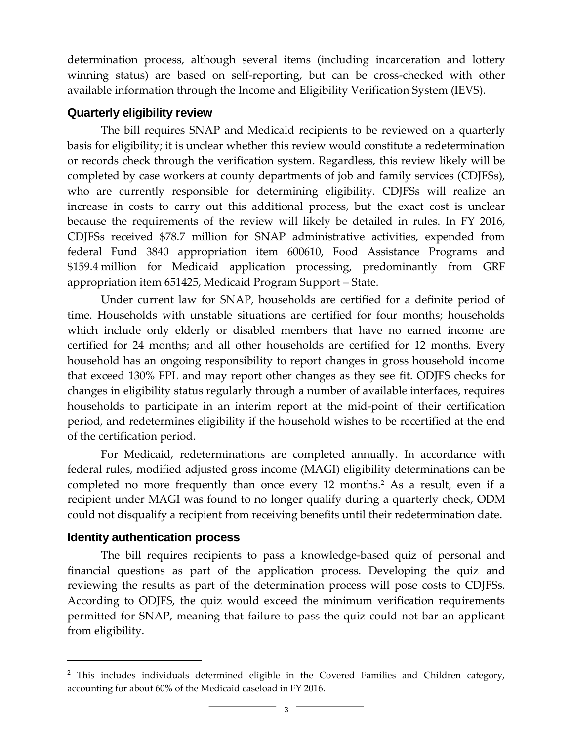determination process, although several items (including incarceration and lottery winning status) are based on self-reporting, but can be cross-checked with other available information through the Income and Eligibility Verification System (IEVS).

### Quarterly eligibility review

The bill requires SNAP and Medicaid recipients to be reviewed on a quarterly basis for eligibility; it is unclear whether this review would constitute a redetermination or records check through the verification system. Regardless, this review likely will be completed by case workers at county departments of job and family services (CDJFSs), who are currently responsible for determining eligibility. CDJFSs will realize an increase in costs to carry out this additional process, but the exact cost is unclear because the requirements of the review will likely be detailed in rules. In FY 2016, CDJFSs received $78.7 million for SNAP administrative activities, expended from federal Fund 3840 appropriation item 600610, Food Assistance Programs and $159.4 million for Medicaid application processing, predominantly from GRF appropriation item 651425, Medicaid Program Support – State.

Under current law for SNAP, households are certified for a definite period of time. Households with unstable situations are certified for four months; households which include only elderly or disabled members that have no earned income are certified for 24 months; and all other households are certified for 12 months. Every household has an ongoing responsibility to report changes in gross household income that exceed 130% FPL and may report other changes as they see fit. ODJFS checks for changes in eligibility status regularly through a number of available interfaces, requires households to participate in an interim report at the mid-point of their certification period, and redetermines eligibility if the household wishes to be recertified at the end of the certification period.

For Medicaid, redeterminations are completed annually. In accordance with federal rules, modified adjusted gross income (MAGI) eligibility determinations can be completed no more frequently than once every 12 months.[2] As a result, even if a recipient under MAGI was found to no longer qualify during a quarterly check, ODM could not disqualify a recipient from receiving benefits until their redetermination date.

### Identity authentication process

The bill requires recipients to pass a knowledge-based quiz of personal and financial questions as part of the application process. Developing the quiz and reviewing the results as part of the determination process will pose costs to CDJFSs. According to ODJFS, the quiz would exceed the minimum verification requirements permitted for SNAP, meaning that failure to pass the quiz could not bar an applicant from eligibility.

---

[2] This includes individuals determined eligible in the Covered Families and Children category, accounting for about 60% of the Medicaid caseload in FY 2016.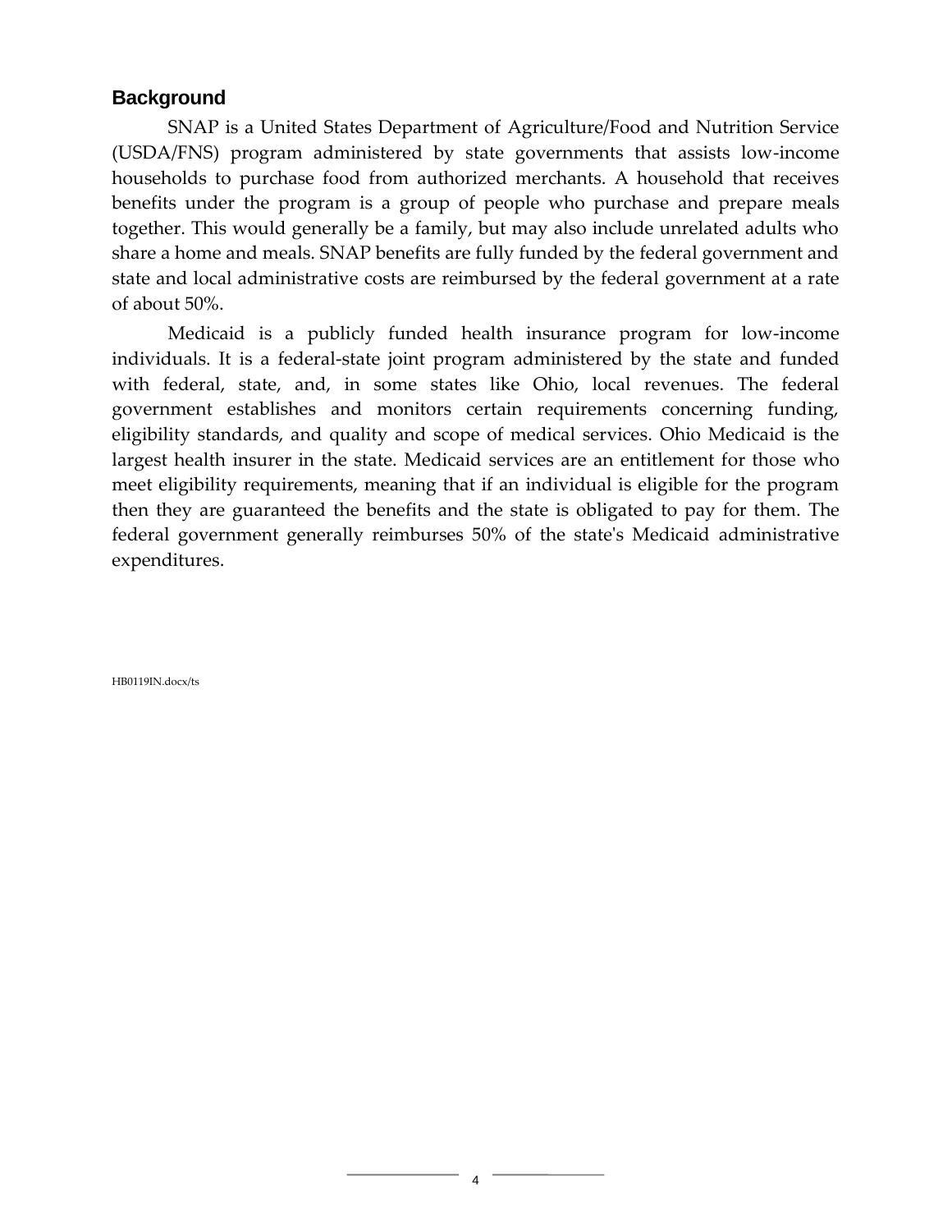## Background

SNAP is a United States Department of Agriculture/Food and Nutrition Service (USDA/FNS) program administered by state governments that assists low-income households to purchase food from authorized merchants. A household that receives benefits under the program is a group of people who purchase and prepare meals together. This would generally be a family, but may also include unrelated adults who share a home and meals. SNAP benefits are fully funded by the federal government and state and local administrative costs are reimbursed by the federal government at a rate of about 50%.

Medicaid is a publicly funded health insurance program for low-income individuals. It is a federal-state joint program administered by the state and funded with federal, state, and, in some states like Ohio, local revenues. The federal government establishes and monitors certain requirements concerning funding, eligibility standards, and quality and scope of medical services. Ohio Medicaid is the largest health insurer in the state. Medicaid services are an entitlement for those who meet eligibility requirements, meaning that if an individual is eligible for the program then they are guaranteed the benefits and the state is obligated to pay for them. The federal government generally reimburses 50% of the state's Medicaid administrative expenditures.

HB0119IN.docx/ts